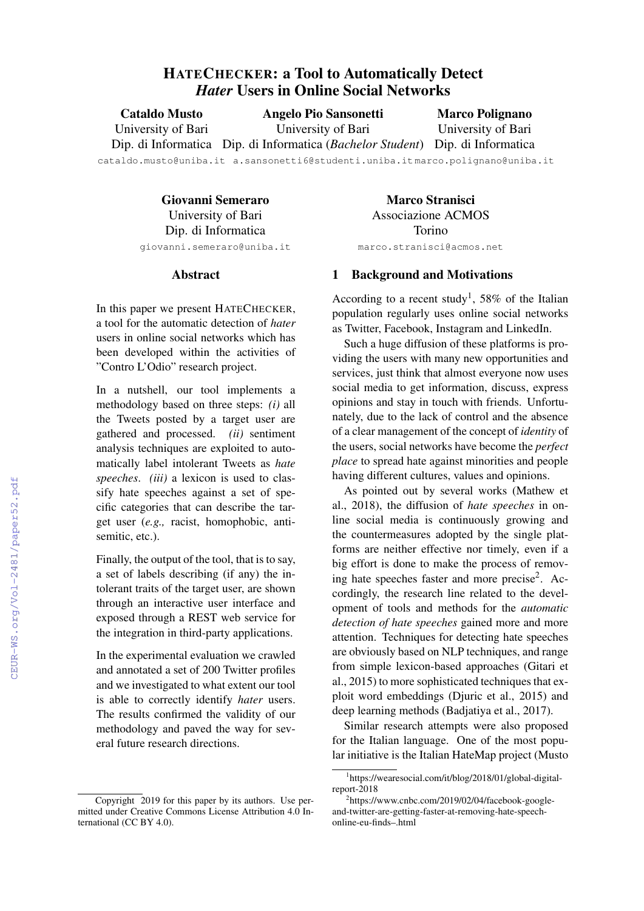# HATECHECKER: a Tool to Automatically Detect *Hater* Users in Online Social Networks

**Cataldo Musto**
University of Bari
Dip. di Informatica
cataldo.musto@uniba.it

**Angelo Pio Sansonetti**
University of Bari
Dip. di Informatica (*Bachelor Student*)
a.sansonetti6@studenti.uniba.it

**Marco Polignano**
University of Bari
Dip. di Informatica
marco.polignano@uniba.it

**Giovanni Semeraro**
University of Bari
Dip. di Informatica
giovanni.semeraro@uniba.it

**Marco Stranisci**
Associazione ACMOS
Torino
marco.stranisci@acmos.net

## Abstract

In this paper we present HATECHECKER, a tool for the automatic detection of *hater* users in online social networks which has been developed within the activities of "Contro L'Odio" research project.

In a nutshell, our tool implements a methodology based on three steps: *(i)* all the Tweets posted by a target user are gathered and processed. *(ii)* sentiment analysis techniques are exploited to automatically label intolerant Tweets as *hate speeches*. *(iii)* a lexicon is used to classify hate speeches against a set of specific categories that can describe the target user (*e.g.,* racist, homophobic, antisemitic, etc.).

Finally, the output of the tool, that is to say, a set of labels describing (if any) the intolerant traits of the target user, are shown through an interactive user interface and exposed through a REST web service for the integration in third-party applications.

In the experimental evaluation we crawled and annotated a set of 200 Twitter profiles and we investigated to what extent our tool is able to correctly identify *hater* users. The results confirmed the validity of our methodology and paved the way for several future research directions.

## 1 Background and Motivations

According to a recent study[1], 58% of the Italian population regularly uses online social networks as Twitter, Facebook, Instagram and LinkedIn.

Such a huge diffusion of these platforms is providing the users with many new opportunities and services, just think that almost everyone now uses social media to get information, discuss, express opinions and stay in touch with friends. Unfortunately, due to the lack of control and the absence of a clear management of the concept of *identity* of the users, social networks have become the *perfect place* to spread hate against minorities and people having different cultures, values and opinions.

As pointed out by several works (Mathew et al., 2018), the diffusion of *hate speeches* in online social media is continuously growing and the countermeasures adopted by the single platforms are neither effective nor timely, even if a big effort is done to make the process of removing hate speeches faster and more precise[2]. Accordingly, the research line related to the development of tools and methods for the *automatic detection of hate speeches* gained more and more attention. Techniques for detecting hate speeches are obviously based on NLP techniques, and range from simple lexicon-based approaches (Gitari et al., 2015) to more sophisticated techniques that exploit word embeddings (Djuric et al., 2015) and deep learning methods (Badjatiya et al., 2017).

Similar research attempts were also proposed for the Italian language. One of the most popular initiative is the Italian HateMap project (Musto

[1]https://wearesocial.com/it/blog/2018/01/global-digital-report-2018

[2]https://www.cnbc.com/2019/02/04/facebook-google-and-twitter-are-getting-faster-at-removing-hate-speech-online-eu-finds–.html

Copyright 2019 for this paper by its authors. Use permitted under Creative Commons License Attribution 4.0 International (CC BY 4.0).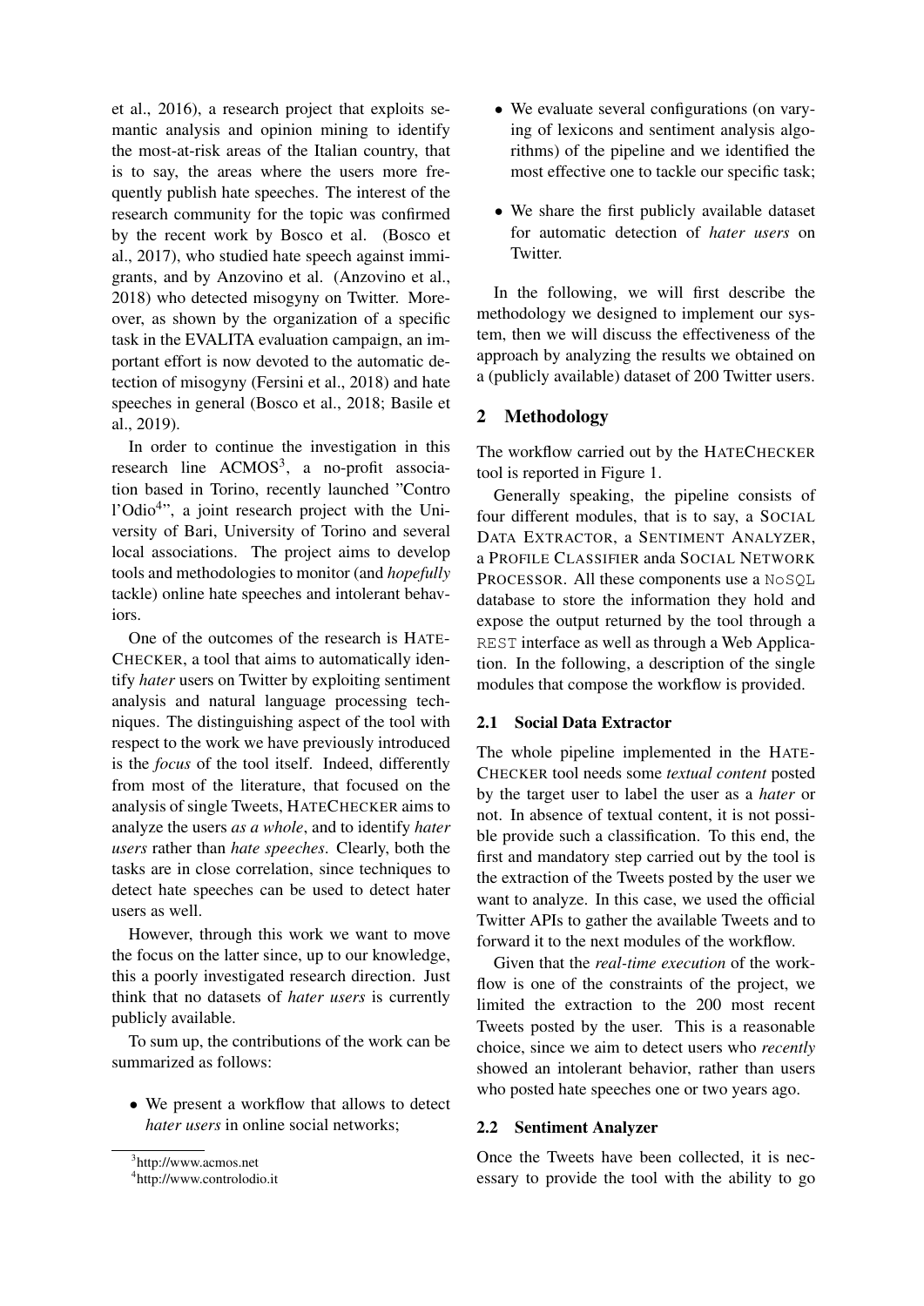et al., 2016), a research project that exploits semantic analysis and opinion mining to identify the most-at-risk areas of the Italian country, that is to say, the areas where the users more frequently publish hate speeches. The interest of the research community for the topic was confirmed by the recent work by Bosco et al. (Bosco et al., 2017), who studied hate speech against immigrants, and by Anzovino et al. (Anzovino et al., 2018) who detected misogyny on Twitter. Moreover, as shown by the organization of a specific task in the EVALITA evaluation campaign, an important effort is now devoted to the automatic detection of misogyny (Fersini et al., 2018) and hate speeches in general (Bosco et al., 2018; Basile et al., 2019).

In order to continue the investigation in this research line ACMOS[3], a no-profit association based in Torino, recently launched "Contro l'Odio[4]", a joint research project with the University of Bari, University of Torino and several local associations. The project aims to develop tools and methodologies to monitor (and *hopefully* tackle) online hate speeches and intolerant behaviors.

One of the outcomes of the research is HATECHECKER, a tool that aims to automatically identify *hater* users on Twitter by exploiting sentiment analysis and natural language processing techniques. The distinguishing aspect of the tool with respect to the work we have previously introduced is the *focus* of the tool itself. Indeed, differently from most of the literature, that focused on the analysis of single Tweets, HATECHECKER aims to analyze the users *as a whole*, and to identify *hater users* rather than *hate speeches*. Clearly, both the tasks are in close correlation, since techniques to detect hate speeches can be used to detect hater users as well.

However, through this work we want to move the focus on the latter since, up to our knowledge, this a poorly investigated research direction. Just think that no datasets of *hater users* is currently publicly available.

To sum up, the contributions of the work can be summarized as follows:

- We present a workflow that allows to detect *hater users* in online social networks;
- We evaluate several configurations (on varying of lexicons and sentiment analysis algorithms) of the pipeline and we identified the most effective one to tackle our specific task;
- We share the first publicly available dataset for automatic detection of *hater users* on Twitter.

In the following, we will first describe the methodology we designed to implement our system, then we will discuss the effectiveness of the approach by analyzing the results we obtained on a (publicly available) dataset of 200 Twitter users.

[3]http://www.acmos.net

[4]http://www.controlodio.it

## 2 Methodology

The workflow carried out by the HATECHECKER tool is reported in Figure 1.

Generally speaking, the pipeline consists of four different modules, that is to say, a SOCIAL DATA EXTRACTOR, a SENTIMENT ANALYZER, a PROFILE CLASSIFIER anda SOCIAL NETWORK PROCESSOR. All these components use a NoSQL database to store the information they hold and expose the output returned by the tool through a REST interface as well as through a Web Application. In the following, a description of the single modules that compose the workflow is provided.

### 2.1 Social Data Extractor

The whole pipeline implemented in the HATECHECKER tool needs some *textual content* posted by the target user to label the user as a *hater* or not. In absence of textual content, it is not possible provide such a classification. To this end, the first and mandatory step carried out by the tool is the extraction of the Tweets posted by the user we want to analyze. In this case, we used the official Twitter APIs to gather the available Tweets and to forward it to the next modules of the workflow.

Given that the *real-time execution* of the workflow is one of the constraints of the project, we limited the extraction to the 200 most recent Tweets posted by the user. This is a reasonable choice, since we aim to detect users who *recently* showed an intolerant behavior, rather than users who posted hate speeches one or two years ago.

### 2.2 Sentiment Analyzer

Once the Tweets have been collected, it is necessary to provide the tool with the ability to go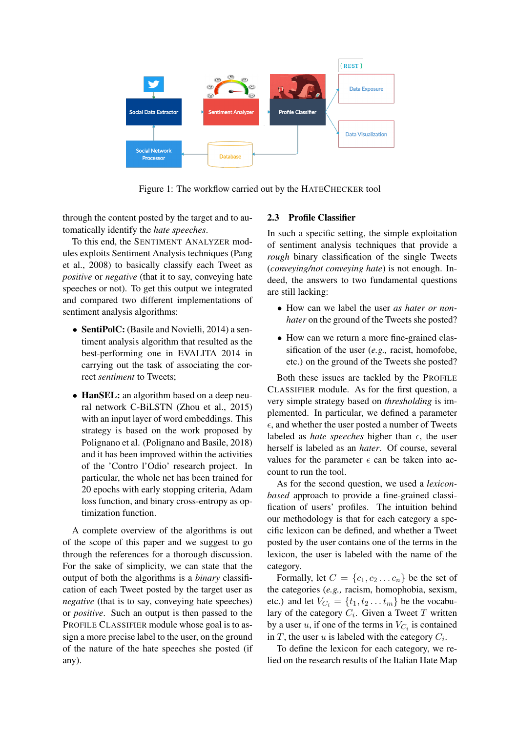Figure 1: The workflow carried out by the HATECHECKER tool

through the content posted by the target and to automatically identify the *hate speeches*.

To this end, the SENTIMENT ANALYZER modules exploits Sentiment Analysis techniques (Pang et al., 2008) to basically classify each Tweet as *positive* or *negative* (that it to say, conveying hate speeches or not). To get this output we integrated and compared two different implementations of sentiment analysis algorithms:

- **SentiPolC:** (Basile and Novielli, 2014) a sentiment analysis algorithm that resulted as the best-performing one in EVALITA 2014 in carrying out the task of associating the correct *sentiment* to Tweets;
- **HanSEL:** an algorithm based on a deep neural network C-BiLSTN (Zhou et al., 2015) with an input layer of word embeddings. This strategy is based on the work proposed by Polignano et al. (Polignano and Basile, 2018) and it has been improved within the activities of the 'Contro l'Odio' research project. In particular, the whole net has been trained for 20 epochs with early stopping criteria, Adam loss function, and binary cross-entropy as optimization function.

A complete overview of the algorithms is out of the scope of this paper and we suggest to go through the references for a thorough discussion. For the sake of simplicity, we can state that the output of both the algorithms is a *binary* classification of each Tweet posted by the target user as *negative* (that is to say, conveying hate speeches) or *positive*. Such an output is then passed to the PROFILE CLASSIFIER module whose goal is to assign a more precise label to the user, on the ground of the nature of the hate speeches she posted (if any).

## 2.3 Profile Classifier

In such a specific setting, the simple exploitation of sentiment analysis techniques that provide a *rough* binary classification of the single Tweets (*conveying/not conveying hate*) is not enough. Indeed, the answers to two fundamental questions are still lacking:

- How can we label the user *as hater or non-hater* on the ground of the Tweets she posted?
- How can we return a more fine-grained classification of the user (*e.g.,* racist, homofobe, etc.) on the ground of the Tweets she posted?

Both these issues are tackled by the PROFILE CLASSIFIER module. As for the first question, a very simple strategy based on *thresholding* is implemented. In particular, we defined a parameter $\epsilon$, and whether the user posted a number of Tweets labeled as *hate speeches* higher than $\epsilon$, the user herself is labeled as an *hater*. Of course, several values for the parameter $\epsilon$ can be taken into account to run the tool.

As for the second question, we used a *lexicon-based* approach to provide a fine-grained classification of users' profiles. The intuition behind our methodology is that for each category a specific lexicon can be defined, and whether a Tweet posted by the user contains one of the terms in the lexicon, the user is labeled with the name of the category.

Formally, let $C = \{c_1, c_2 \ldots c_n\}$ be the set of the categories (*e.g.,* racism, homophobia, sexism, etc.) and let $V_{C_i} = \{t_1, t_2 \ldots t_m\}$ be the vocabulary of the category $C_i$. Given a Tweet $T$ written by a user $u$, if one of the terms in $V_{C_i}$ is contained in $T$, the user $u$ is labeled with the category $C_i$.

To define the lexicon for each category, we relied on the research results of the Italian Hate Map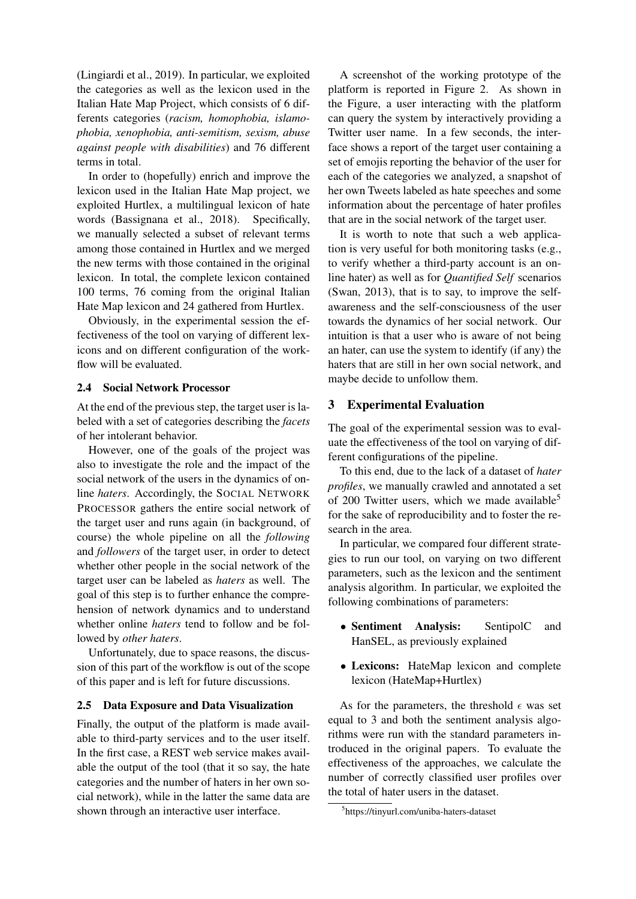(Lingiardi et al., 2019). In particular, we exploited the categories as well as the lexicon used in the Italian Hate Map Project, which consists of 6 different categories (*racism, homophobia, islamophobia, xenophobia, anti-semitism, sexism, abuse against people with disabilities*) and 76 different terms in total.

In order to (hopefully) enrich and improve the lexicon used in the Italian Hate Map project, we exploited Hurtlex, a multilingual lexicon of hate words (Bassignana et al., 2018). Specifically, we manually selected a subset of relevant terms among those contained in Hurtlex and we merged the new terms with those contained in the original lexicon. In total, the complete lexicon contained 100 terms, 76 coming from the original Italian Hate Map lexicon and 24 gathered from Hurtlex.

Obviously, in the experimental session the effectiveness of the tool on varying of different lexicons and on different configuration of the workflow will be evaluated.

### 2.4 Social Network Processor

At the end of the previous step, the target user is labeled with a set of categories describing the *facets* of her intolerant behavior.

However, one of the goals of the project was also to investigate the role and the impact of the social network of the users in the dynamics of online *haters*. Accordingly, the SOCIAL NETWORK PROCESSOR gathers the entire social network of the target user and runs again (in background, of course) the whole pipeline on all the *following* and *followers* of the target user, in order to detect whether other people in the social network of the target user can be labeled as *haters* as well. The goal of this step is to further enhance the comprehension of network dynamics and to understand whether online *haters* tend to follow and be followed by *other haters*.

Unfortunately, due to space reasons, the discussion of this part of the workflow is out of the scope of this paper and is left for future discussions.

### 2.5 Data Exposure and Data Visualization

Finally, the output of the platform is made available to third-party services and to the user itself. In the first case, a REST web service makes available the output of the tool (that it so say, the hate categories and the number of haters in her own social network), while in the latter the same data are shown through an interactive user interface.

A screenshot of the working prototype of the platform is reported in Figure 2. As shown in the Figure, a user interacting with the platform can query the system by interactively providing a Twitter user name. In a few seconds, the interface shows a report of the target user containing a set of emojis reporting the behavior of the user for each of the categories we analyzed, a snapshot of her own Tweets labeled as hate speeches and some information about the percentage of hater profiles that are in the social network of the target user.

It is worth to note that such a web application is very useful for both monitoring tasks (e.g., to verify whether a third-party account is an online hater) as well as for *Quantified Self* scenarios (Swan, 2013), that is to say, to improve the self-awareness and the self-consciousness of the user towards the dynamics of her social network. Our intuition is that a user who is aware of not being an hater, can use the system to identify (if any) the haters that are still in her own social network, and maybe decide to unfollow them.

## 3 Experimental Evaluation

The goal of the experimental session was to evaluate the effectiveness of the tool on varying of different configurations of the pipeline.

To this end, due to the lack of a dataset of *hater profiles*, we manually crawled and annotated a set of 200 Twitter users, which we made available[5] for the sake of reproducibility and to foster the research in the area.

In particular, we compared four different strategies to run our tool, on varying on two different parameters, such as the lexicon and the sentiment analysis algorithm. In particular, we exploited the following combinations of parameters:

- **Sentiment Analysis:** SentipolC and HanSEL, as previously explained
- **Lexicons:** HateMap lexicon and complete lexicon (HateMap+Hurtlex)

As for the parameters, the threshold $\epsilon$ was set equal to 3 and both the sentiment analysis algorithms were run with the standard parameters introduced in the original papers. To evaluate the effectiveness of the approaches, we calculate the number of correctly classified user profiles over the total of hater users in the dataset.

[5] https://tinyurl.com/uniba-haters-dataset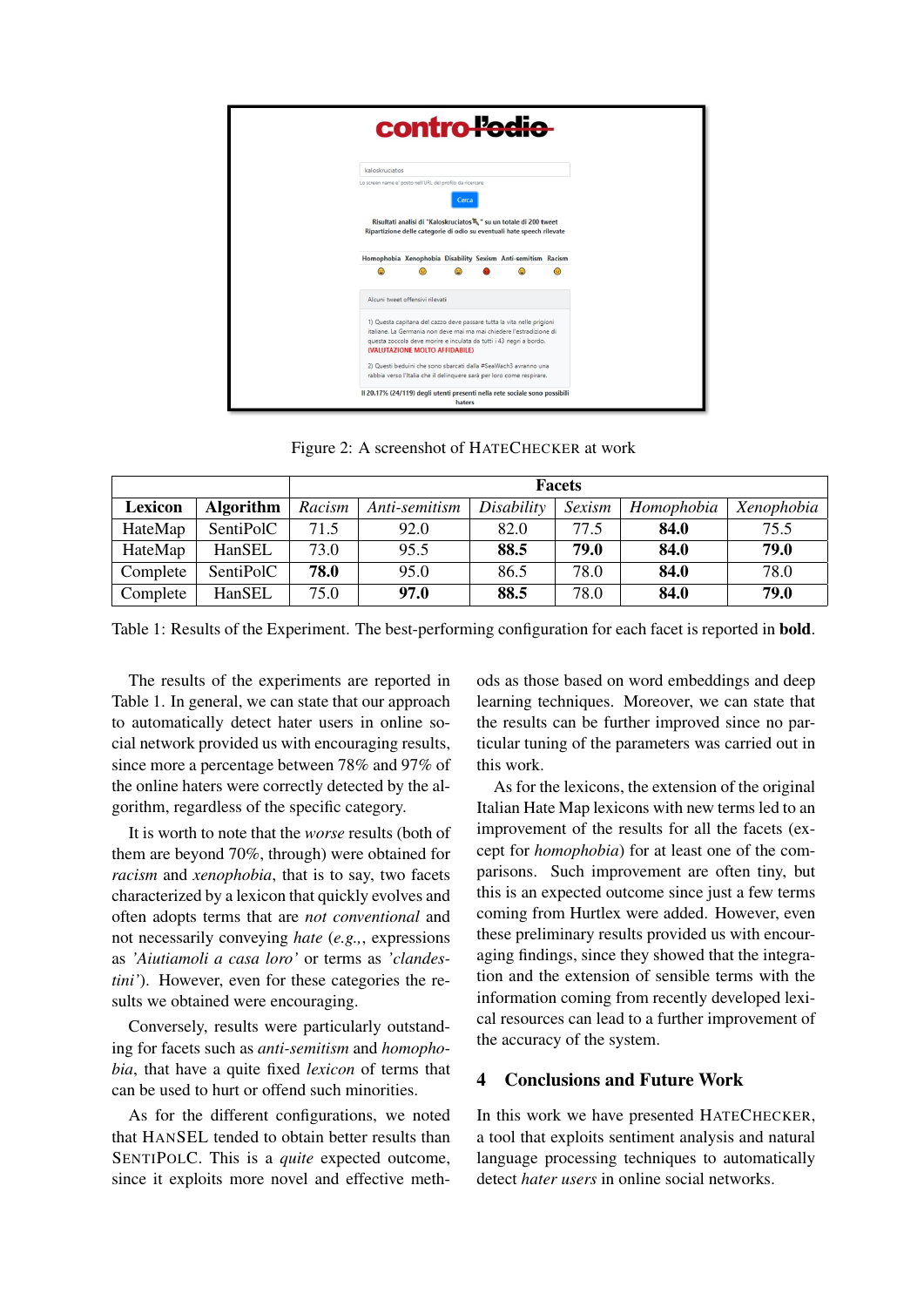Figure 2: A screenshot of HATECHECKER at work

| | | Facets | | | | | |
|---|---|---|---|---|---|---|---|
| **Lexicon** | **Algorithm** | *Racism* | *Anti-semitism* | *Disability* | *Sexism* | *Homophobia* | *Xenophobia* |
| HateMap | SentiPolC | 71.5 | 92.0 | 82.0 | 77.5 | **84.0** | 75.5 |
| HateMap | HanSEL | 73.0 | 95.5 | **88.5** | **79.0** | **84.0** | **79.0** |
| Complete | SentiPolC | **78.0** | 95.0 | 86.5 | 78.0 | **84.0** | 78.0 |
| Complete | HanSEL | 75.0 | **97.0** | **88.5** | 78.0 | **84.0** | **79.0** |

Table 1: Results of the Experiment. The best-performing configuration for each facet is reported in **bold**.

The results of the experiments are reported in Table 1. In general, we can state that our approach to automatically detect hater users in online social network provided us with encouraging results, since more a percentage between 78% and 97% of the online haters were correctly detected by the algorithm, regardless of the specific category.

It is worth to note that the *worse* results (both of them are beyond 70%, through) were obtained for *racism* and *xenophobia*, that is to say, two facets characterized by a lexicon that quickly evolves and often adopts terms that are *not conventional* and not necessarily conveying *hate* (*e.g.,*, expressions as *'Aiutiamoli a casa loro'* or terms as *'clandestini'*). However, even for these categories the results we obtained were encouraging.

Conversely, results were particularly outstanding for facets such as *anti-semitism* and *homophobia*, that have a quite fixed *lexicon* of terms that can be used to hurt or offend such minorities.

As for the different configurations, we noted that HANSEL tended to obtain better results than SENTIPOLC. This is a *quite* expected outcome, since it exploits more novel and effective methods as those based on word embeddings and deep learning techniques. Moreover, we can state that the results can be further improved since no particular tuning of the parameters was carried out in this work.

As for the lexicons, the extension of the original Italian Hate Map lexicons with new terms led to an improvement of the results for all the facets (except for *homophobia*) for at least one of the comparisons. Such improvement are often tiny, but this is an expected outcome since just a few terms coming from Hurtlex were added. However, even these preliminary results provided us with encouraging findings, since they showed that the integration and the extension of sensible terms with the information coming from recently developed lexical resources can lead to a further improvement of the accuracy of the system.

## 4 Conclusions and Future Work

In this work we have presented HATECHECKER, a tool that exploits sentiment analysis and natural language processing techniques to automatically detect *hater users* in online social networks.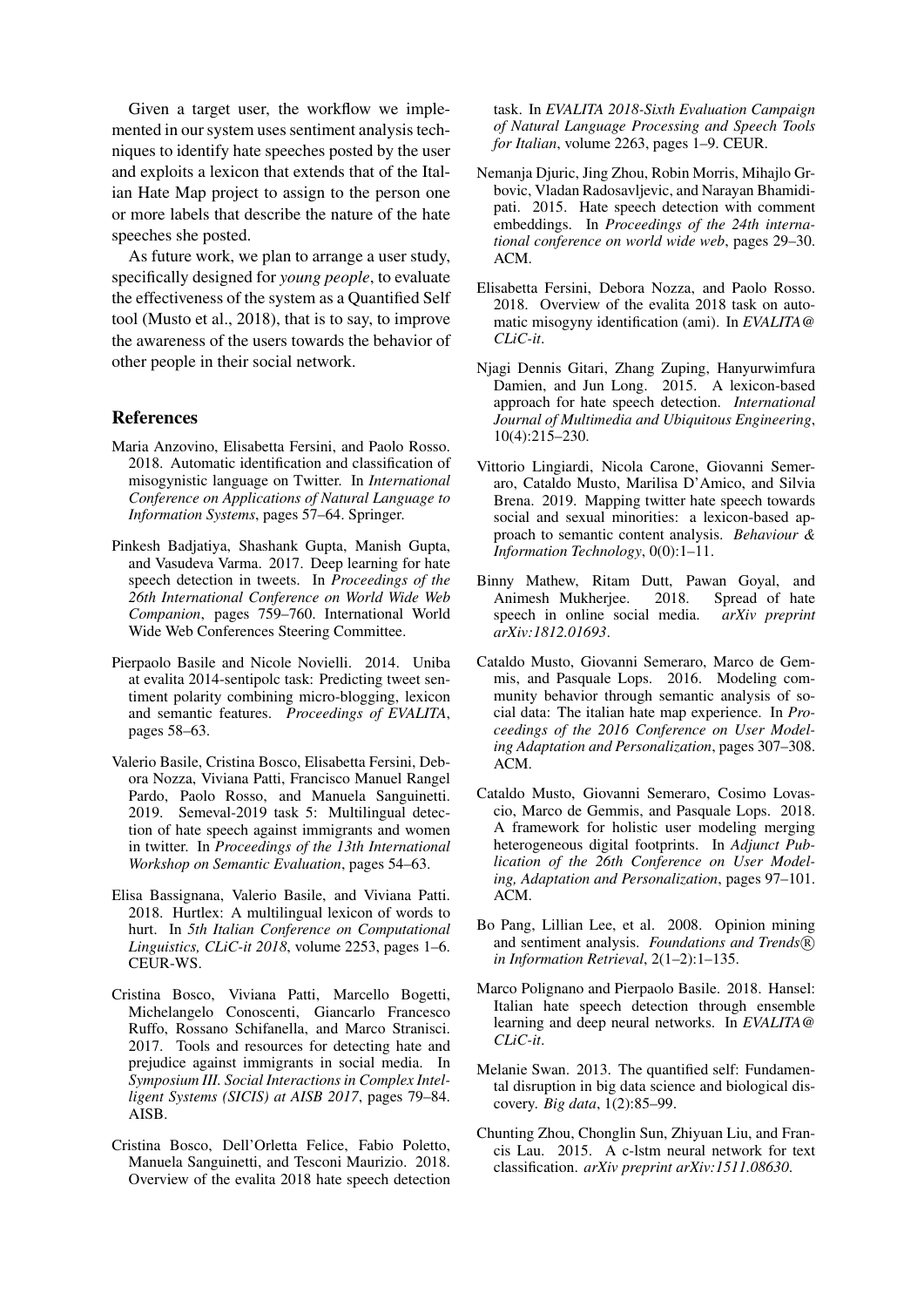Given a target user, the workflow we implemented in our system uses sentiment analysis techniques to identify hate speeches posted by the user and exploits a lexicon that extends that of the Italian Hate Map project to assign to the person one or more labels that describe the nature of the hate speeches she posted.

As future work, we plan to arrange a user study, specifically designed for *young people*, to evaluate the effectiveness of the system as a Quantified Self tool (Musto et al., 2018), that is to say, to improve the awareness of the users towards the behavior of other people in their social network.

## References

Maria Anzovino, Elisabetta Fersini, and Paolo Rosso. 2018. Automatic identification and classification of misogynistic language on Twitter. In *International Conference on Applications of Natural Language to Information Systems*, pages 57–64. Springer.

Pinkesh Badjatiya, Shashank Gupta, Manish Gupta, and Vasudeva Varma. 2017. Deep learning for hate speech detection in tweets. In *Proceedings of the 26th International Conference on World Wide Web Companion*, pages 759–760. International World Wide Web Conferences Steering Committee.

Pierpaolo Basile and Nicole Novielli. 2014. Uniba at evalita 2014-sentipolc task: Predicting tweet sentiment polarity combining micro-blogging, lexicon and semantic features. *Proceedings of EVALITA*, pages 58–63.

Valerio Basile, Cristina Bosco, Elisabetta Fersini, Debora Nozza, Viviana Patti, Francisco Manuel Rangel Pardo, Paolo Rosso, and Manuela Sanguinetti. 2019. Semeval-2019 task 5: Multilingual detection of hate speech against immigrants and women in twitter. In *Proceedings of the 13th International Workshop on Semantic Evaluation*, pages 54–63.

Elisa Bassignana, Valerio Basile, and Viviana Patti. 2018. Hurtlex: A multilingual lexicon of words to hurt. In *5th Italian Conference on Computational Linguistics, CLiC-it 2018*, volume 2253, pages 1–6. CEUR-WS.

Cristina Bosco, Viviana Patti, Marcello Bogetti, Michelangelo Conoscenti, Giancarlo Francesco Ruffo, Rossano Schifanella, and Marco Stranisci. 2017. Tools and resources for detecting hate and prejudice against immigrants in social media. In *Symposium III. Social Interactions in Complex Intelligent Systems (SICIS) at AISB 2017*, pages 79–84. AISB.

Cristina Bosco, Dell'Orletta Felice, Fabio Poletto, Manuela Sanguinetti, and Tesconi Maurizio. 2018. Overview of the evalita 2018 hate speech detection task. In *EVALITA 2018-Sixth Evaluation Campaign of Natural Language Processing and Speech Tools for Italian*, volume 2263, pages 1–9. CEUR.

Nemanja Djuric, Jing Zhou, Robin Morris, Mihajlo Grbovic, Vladan Radosavljevic, and Narayan Bhamidipati. 2015. Hate speech detection with comment embeddings. In *Proceedings of the 24th international conference on world wide web*, pages 29–30. ACM.

Elisabetta Fersini, Debora Nozza, and Paolo Rosso. 2018. Overview of the evalita 2018 task on automatic misogyny identification (ami). In *EVALITA@ CLiC-it*.

Njagi Dennis Gitari, Zhang Zuping, Hanyurwimfura Damien, and Jun Long. 2015. A lexicon-based approach for hate speech detection. *International Journal of Multimedia and Ubiquitous Engineering*, 10(4):215–230.

Vittorio Lingiardi, Nicola Carone, Giovanni Semeraro, Cataldo Musto, Marilisa D'Amico, and Silvia Brena. 2019. Mapping twitter hate speech towards social and sexual minorities: a lexicon-based approach to semantic content analysis. *Behaviour & Information Technology*, 0(0):1–11.

Binny Mathew, Ritam Dutt, Pawan Goyal, and Animesh Mukherjee. 2018. Spread of hate speech in online social media. *arXiv preprint arXiv:1812.01693*.

Cataldo Musto, Giovanni Semeraro, Marco de Gemmis, and Pasquale Lops. 2016. Modeling community behavior through semantic analysis of social data: The italian hate map experience. In *Proceedings of the 2016 Conference on User Modeling Adaptation and Personalization*, pages 307–308. ACM.

Cataldo Musto, Giovanni Semeraro, Cosimo Lovascio, Marco de Gemmis, and Pasquale Lops. 2018. A framework for holistic user modeling merging heterogeneous digital footprints. In *Adjunct Publication of the 26th Conference on User Modeling, Adaptation and Personalization*, pages 97–101. ACM.

Bo Pang, Lillian Lee, et al. 2008. Opinion mining and sentiment analysis. *Foundations and Trends® in Information Retrieval*, 2(1–2):1–135.

Marco Polignano and Pierpaolo Basile. 2018. Hansel: Italian hate speech detection through ensemble learning and deep neural networks. In *EVALITA@ CLiC-it*.

Melanie Swan. 2013. The quantified self: Fundamental disruption in big data science and biological discovery. *Big data*, 1(2):85–99.

Chunting Zhou, Chonglin Sun, Zhiyuan Liu, and Francis Lau. 2015. A c-lstm neural network for text classification. *arXiv preprint arXiv:1511.08630*.